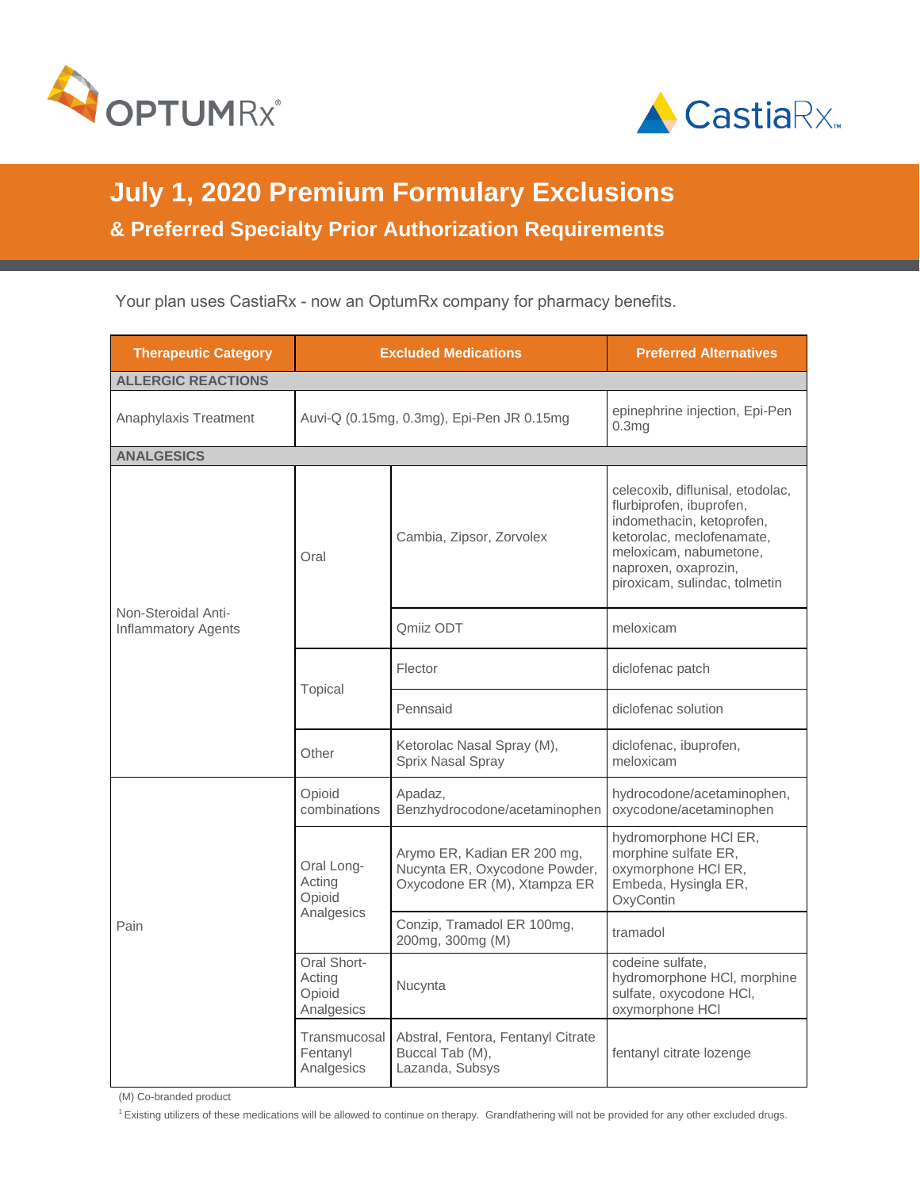OPTUMRx® CastiaRx™

# July 1, 2020 Premium Formulary Exclusions

## & Preferred Specialty Prior Authorization Requirements

Your plan uses CastiaRx - now an OptumRx company for pharmacy benefits.

| Therapeutic Category | | Excluded Medications | Preferred Alternatives |
|---|---|---|---|
| **ALLERGIC REACTIONS** | | | |
| Anaphylaxis Treatment | | Auvi-Q (0.15mg, 0.3mg), Epi-Pen JR 0.15mg | epinephrine injection, Epi-Pen 0.3mg |
| **ANALGESICS** | | | |
| Non-Steroidal Anti-Inflammatory Agents | Oral | Cambia, Zipsor, Zorvolex | celecoxib, diflunisal, etodolac, flurbiprofen, ibuprofen, indomethacin, ketoprofen, ketorolac, meclofenamate, meloxicam, nabumetone, naproxen, oxaprozin, piroxicam, sulindac, tolmetin |
| | | Qmiiz ODT | meloxicam |
| | Topical | Flector | diclofenac patch |
| | | Pennsaid | diclofenac solution |
| | Other | Ketorolac Nasal Spray (M), Sprix Nasal Spray | diclofenac, ibuprofen, meloxicam |
| Pain | Opioid combinations | Apadaz, Benzhydrocodone/acetaminophen | hydrocodone/acetaminophen, oxycodone/acetaminophen |
| | Oral Long-Acting Opioid Analgesics | Arymo ER, Kadian ER 200 mg, Nucynta ER, Oxycodone Powder, Oxycodone ER (M), Xtampza ER | hydromorphone HCl ER, morphine sulfate ER, oxymorphone HCl ER, Embeda, Hysingla ER, OxyContin |
| | | Conzip, Tramadol ER 100mg, 200mg, 300mg (M) | tramadol |
| | Oral Short-Acting Opioid Analgesics | Nucynta | codeine sulfate, hydromorphone HCl, morphine sulfate, oxycodone HCl, oxymorphone HCl |
| | Transmucosal Fentanyl Analgesics | Abstral, Fentora, Fentanyl Citrate Buccal Tab (M), Lazanda, Subsys | fentanyl citrate lozenge |

(M) Co-branded product

[1] Existing utilizers of these medications will be allowed to continue on therapy. Grandfathering will not be provided for any other excluded drugs.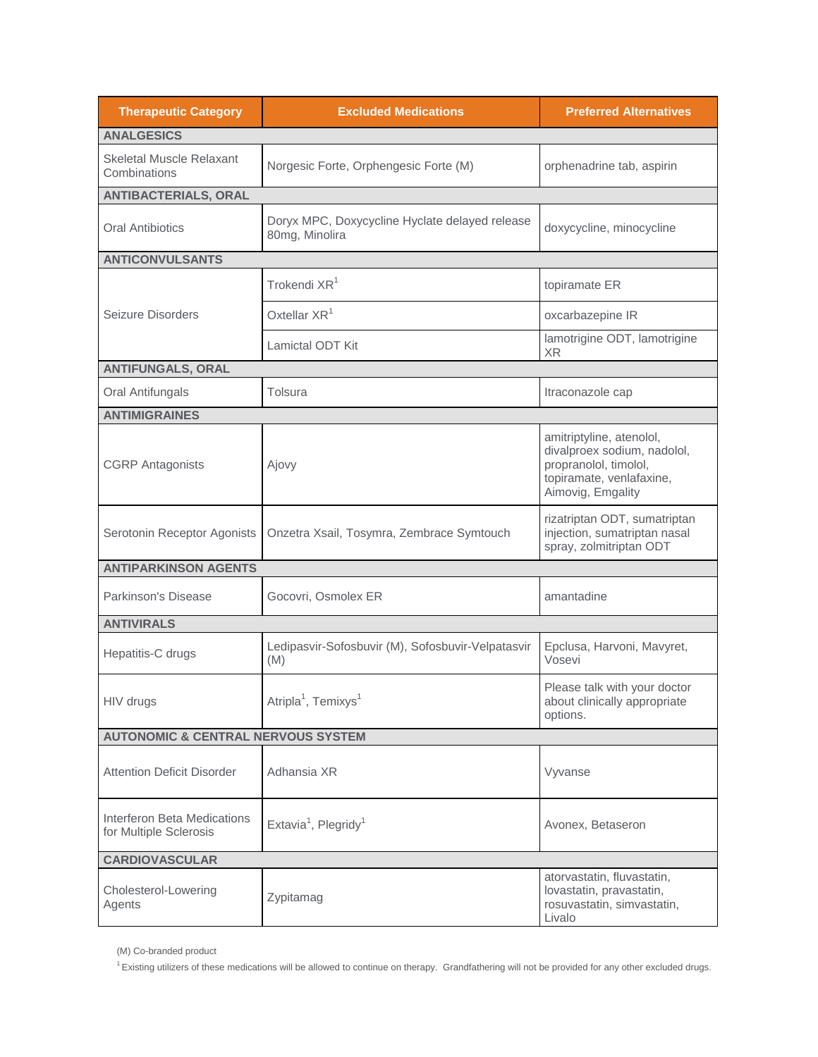| Therapeutic Category | Excluded Medications | Preferred Alternatives |
|---|---|---|
| **ANALGESICS** | | |
| Skeletal Muscle Relaxant Combinations | Norgesic Forte, Orphengesic Forte (M) | orphenadrine tab, aspirin |
| **ANTIBACTERIALS, ORAL** | | |
| Oral Antibiotics | Doryx MPC, Doxycycline Hyclate delayed release 80mg, Minolira | doxycycline, minocycline |
| **ANTICONVULSANTS** | | |
| Seizure Disorders | Trokendi XR[1] | topiramate ER |
| | Oxtellar XR[1] | oxcarbazepine IR |
| | Lamictal ODT Kit | lamotrigine ODT, lamotrigine XR |
| **ANTIFUNGALS, ORAL** | | |
| Oral Antifungals | Tolsura | Itraconazole cap |
| **ANTIMIGRAINES** | | |
| CGRP Antagonists | Ajovy | amitriptyline, atenolol, divalproex sodium, nadolol, propranolol, timolol, topiramate, venlafaxine, Aimovig, Emgality |
| Serotonin Receptor Agonists | Onzetra Xsail, Tosymra, Zembrace Symtouch | rizatriptan ODT, sumatriptan injection, sumatriptan nasal spray, zolmitriptan ODT |
| **ANTIPARKINSON AGENTS** | | |
| Parkinson's Disease | Gocovri, Osmolex ER | amantadine |
| **ANTIVIRALS** | | |
| Hepatitis-C drugs | Ledipasvir-Sofosbuvir (M), Sofosbuvir-Velpatasvir (M) | Epclusa, Harvoni, Mavyret, Vosevi |
| HIV drugs | Atripla[1], Temixys[1] | Please talk with your doctor about clinically appropriate options. |
| **AUTONOMIC & CENTRAL NERVOUS SYSTEM** | | |
| Attention Deficit Disorder | Adhansia XR | Vyvanse |
| Interferon Beta Medications for Multiple Sclerosis | Extavia[1], Plegridy[1] | Avonex, Betaseron |
| **CARDIOVASCULAR** | | |
| Cholesterol-Lowering Agents | Zypitamag | atorvastatin, fluvastatin, lovastatin, pravastatin, rosuvastatin, simvastatin, Livalo |

(M) Co-branded product

[1] Existing utilizers of these medications will be allowed to continue on therapy. Grandfathering will not be provided for any other excluded drugs.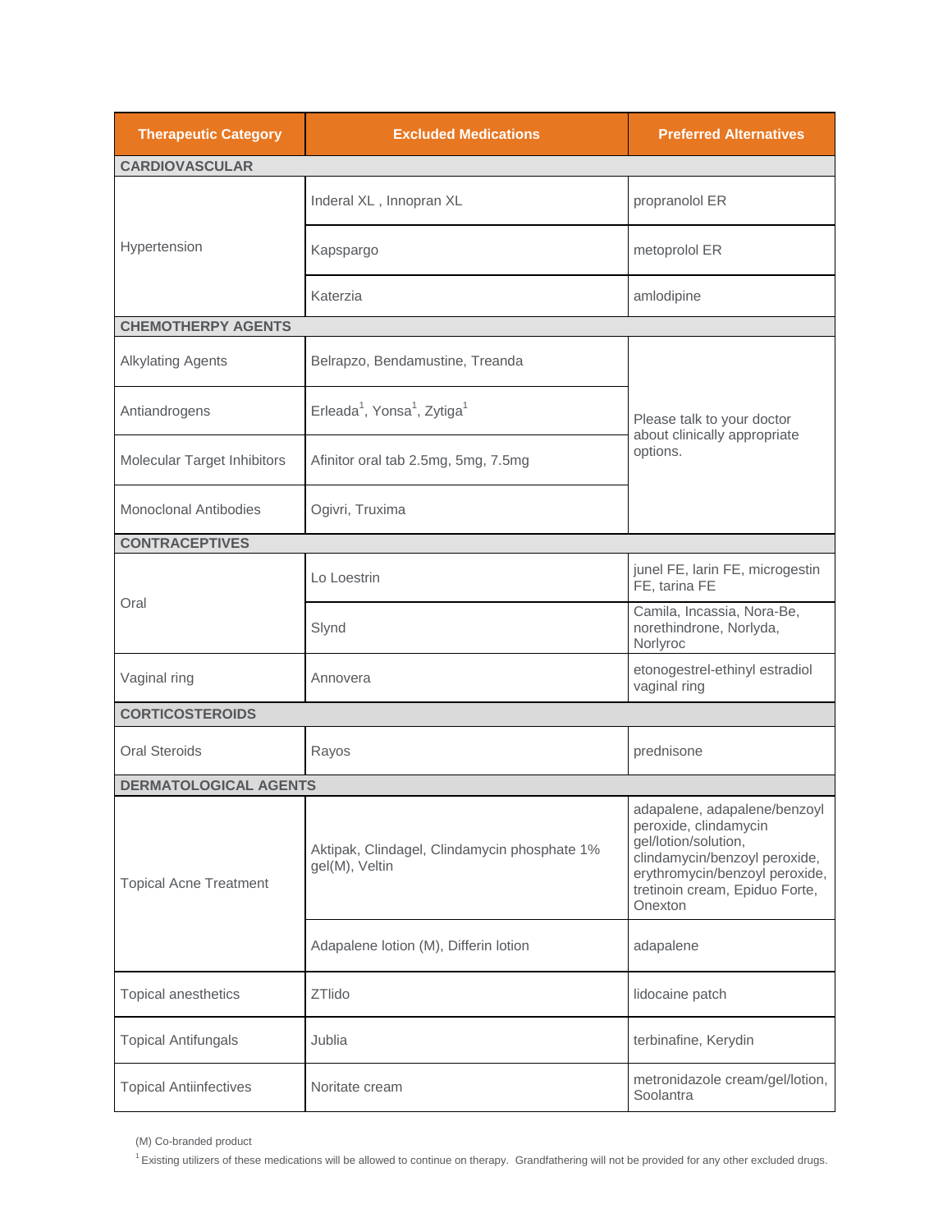| Therapeutic Category | Excluded Medications | Preferred Alternatives |
|---|---|---|
| **CARDIOVASCULAR** | | |
| Hypertension | Inderal XL , Innopran XL | propranolol ER |
| | Kapspargo | metoprolol ER |
| | Katerzia | amlodipine |
| **CHEMOTHERPY AGENTS** | | |
| Alkylating Agents | Belrapzo, Bendamustine, Treanda | Please talk to your doctor about clinically appropriate options. |
| Antiandrogens | Erleada[1], Yonsa[1], Zytiga[1] | |
| Molecular Target Inhibitors | Afinitor oral tab 2.5mg, 5mg, 7.5mg | |
| Monoclonal Antibodies | Ogivri, Truxima | |
| **CONTRACEPTIVES** | | |
| Oral | Lo Loestrin | junel FE, larin FE, microgestin FE, tarina FE |
| | Slynd | Camila, Incassia, Nora-Be, norethindrone, Norlyda, Norlyroc |
| Vaginal ring | Annovera | etonogestrel-ethinyl estradiol vaginal ring |
| **CORTICOSTEROIDS** | | |
| Oral Steroids | Rayos | prednisone |
| **DERMATOLOGICAL AGENTS** | | |
| Topical Acne Treatment | Aktipak, Clindagel, Clindamycin phosphate 1% gel(M), Veltin | adapalene, adapalene/benzoyl peroxide, clindamycin gel/lotion/solution, clindamycin/benzoyl peroxide, erythromycin/benzoyl peroxide, tretinoin cream, Epiduo Forte, Onexton |
| | Adapalene lotion (M), Differin lotion | adapalene |
| Topical anesthetics | ZTlido | lidocaine patch |
| Topical Antifungals | Jublia | terbinafine, Kerydin |
| Topical Antiinfectives | Noritate cream | metronidazole cream/gel/lotion, Soolantra |

(M) Co-branded product

[1] Existing utilizers of these medications will be allowed to continue on therapy. Grandfathering will not be provided for any other excluded drugs.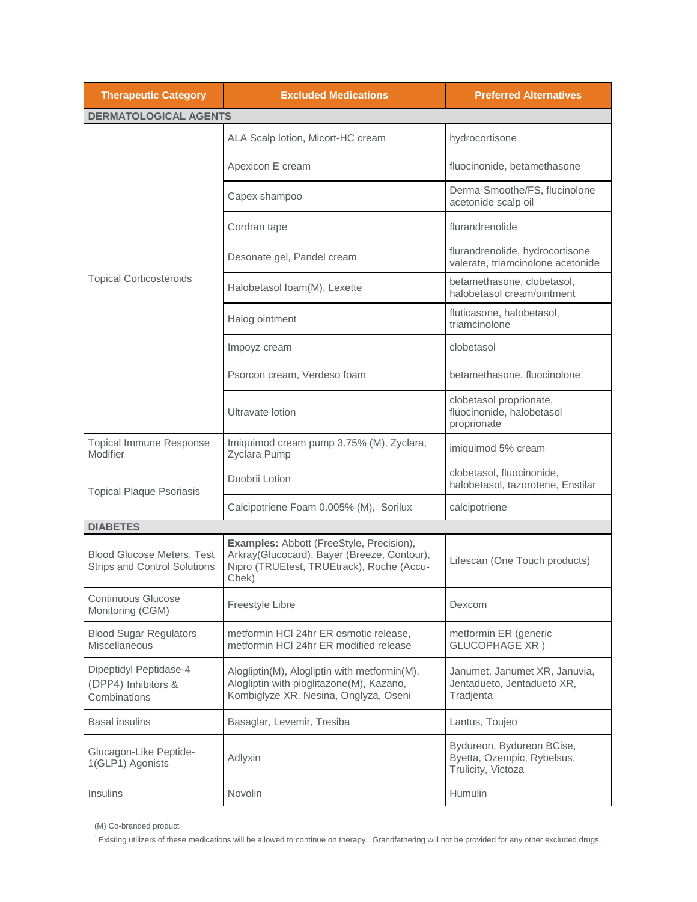| Therapeutic Category | Excluded Medications | Preferred Alternatives |
|---|---|---|
| **DERMATOLOGICAL AGENTS** | | |
| Topical Corticosteroids | ALA Scalp lotion, Micort-HC cream | hydrocortisone |
| | Apexicon E cream | fluocinonide, betamethasone |
| | Capex shampoo | Derma-Smoothe/FS, flucinolone acetonide scalp oil |
| | Cordran tape | flurandrenolide |
| | Desonate gel, Pandel cream | flurandrenolide, hydrocortisone valerate, triamcinolone acetonide |
| | Halobetasol foam(M), Lexette | betamethasone, clobetasol, halobetasol cream/ointment |
| | Halog ointment | fluticasone, halobetasol, triamcinolone |
| | Impoyz cream | clobetasol |
| | Psorcon cream, Verdeso foam | betamethasone, fluocinolone |
| | Ultravate lotion | clobetasol proprionate, fluocinonide, halobetasol proprionate |
| Topical Immune Response Modifier | Imiquimod cream pump 3.75% (M), Zyclara, Zyclara Pump | imiquimod 5% cream |
| Topical Plaque Psoriasis | Duobrii Lotion | clobetasol, fluocinonide, halobetasol, tazorotene, Enstilar |
| | Calcipotriene Foam 0.005% (M), Sorilux | calcipotriene |
| **DIABETES** | | |
| Blood Glucose Meters, Test Strips and Control Solutions | **Examples:** Abbott (FreeStyle, Precision), Arkray(Glucocard), Bayer (Breeze, Contour), Nipro (TRUEtest, TRUEtrack), Roche (Accu-Chek) | Lifescan (One Touch products) |
| Continuous Glucose Monitoring (CGM) | Freestyle Libre | Dexcom |
| Blood Sugar Regulators Miscellaneous | metformin HCl 24hr ER osmotic release, metformin HCl 24hr ER modified release | metformin ER (generic GLUCOPHAGE XR ) |
| Dipeptidyl Peptidase-4 (DPP4) Inhibitors & Combinations | Alogliptin(M), Alogliptin with metformin(M), Alogliptin with pioglitazone(M), Kazano, Kombiglyze XR, Nesina, Onglyza, Oseni | Janumet, Janumet XR, Januvia, Jentadueto, Jentadueto XR, Tradjenta |
| Basal insulins | Basaglar, Levemir, Tresiba | Lantus, Toujeo |
| Glucagon-Like Peptide-1(GLP1) Agonists | Adlyxin | Bydureon, Bydureon BCise, Byetta, Ozempic, Rybelsus, Trulicity, Victoza |
| Insulins | Novolin | Humulin |

(M) Co-branded product

[1] Existing utilizers of these medications will be allowed to continue on therapy. Grandfathering will not be provided for any other excluded drugs.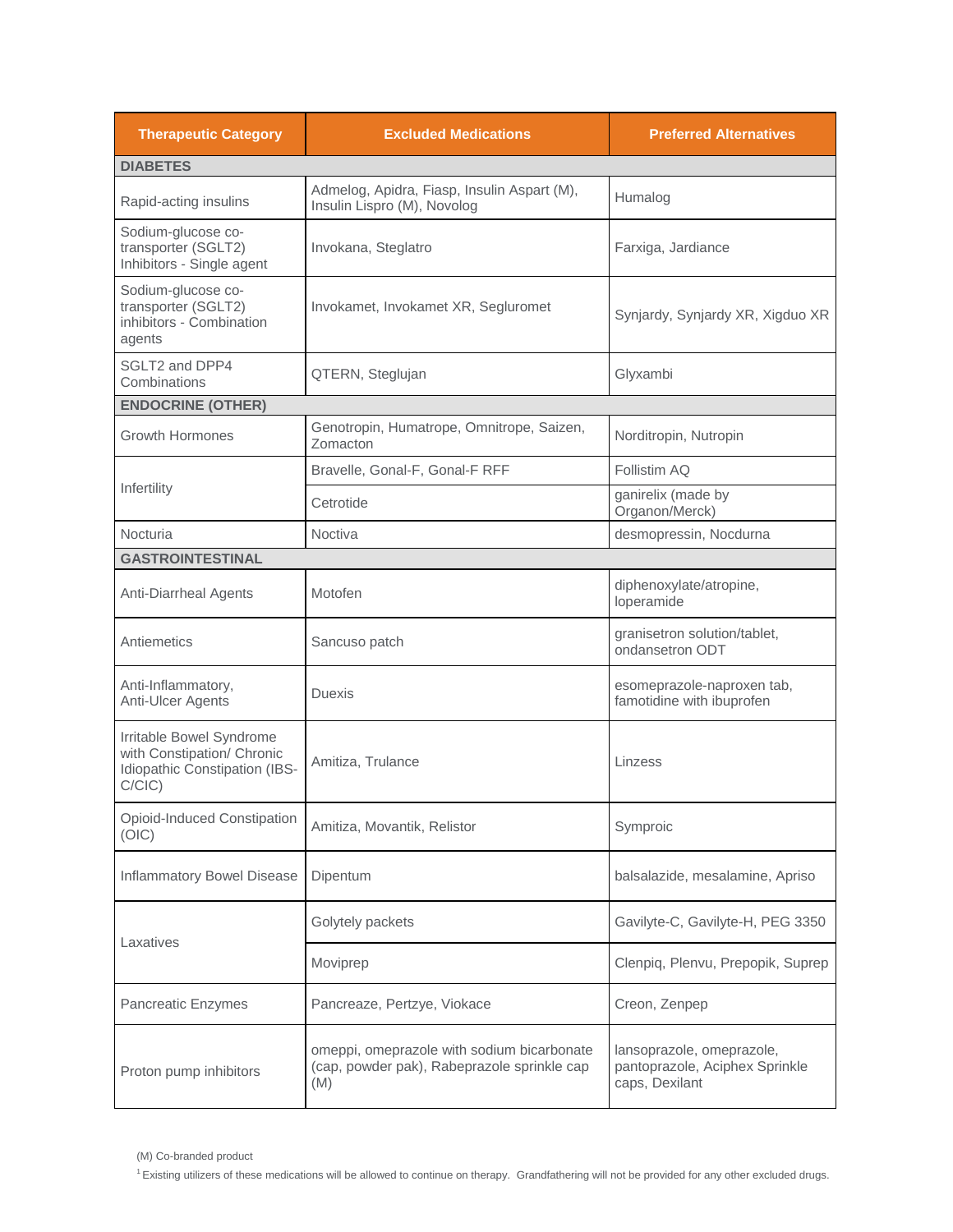| Therapeutic Category | Excluded Medications | Preferred Alternatives |
|---|---|---|
| **DIABETES** | | |
| Rapid-acting insulins | Admelog, Apidra, Fiasp, Insulin Aspart (M), Insulin Lispro (M), Novolog | Humalog |
| Sodium-glucose co-transporter (SGLT2) Inhibitors - Single agent | Invokana, Steglatro | Farxiga, Jardiance |
| Sodium-glucose co-transporter (SGLT2) inhibitors - Combination agents | Invokamet, Invokamet XR, Segluromet | Synjardy, Synjardy XR, Xigduo XR |
| SGLT2 and DPP4 Combinations | QTERN, Steglujan | Glyxambi |
| **ENDOCRINE (OTHER)** | | |
| Growth Hormones | Genotropin, Humatrope, Omnitrope, Saizen, Zomacton | Norditropin, Nutropin |
| Infertility | Bravelle, Gonal-F, Gonal-F RFF | Follistim AQ |
| | Cetrotide | ganirelix (made by Organon/Merck) |
| Nocturia | Noctiva | desmopressin, Nocdurna |
| **GASTROINTESTINAL** | | |
| Anti-Diarrheal Agents | Motofen | diphenoxylate/atropine, loperamide |
| Antiemetics | Sancuso patch | granisetron solution/tablet, ondansetron ODT |
| Anti-Inflammatory, Anti-Ulcer Agents | Duexis | esomeprazole-naproxen tab, famotidine with ibuprofen |
| Irritable Bowel Syndrome with Constipation/ Chronic Idiopathic Constipation (IBS-C/CIC) | Amitiza, Trulance | Linzess |
| Opioid-Induced Constipation (OIC) | Amitiza, Movantik, Relistor | Symproic |
| Inflammatory Bowel Disease | Dipentum | balsalazide, mesalamine, Apriso |
| Laxatives | Golytely packets | Gavilyte-C, Gavilyte-H, PEG 3350 |
| | Moviprep | Clenpiq, Plenvu, Prepopik, Suprep |
| Pancreatic Enzymes | Pancreaze, Pertzye, Viokace | Creon, Zenpep |
| Proton pump inhibitors | omeppi, omeprazole with sodium bicarbonate (cap, powder pak), Rabeprazole sprinkle cap (M) | lansoprazole, omeprazole, pantoprazole, Aciphex Sprinkle caps, Dexilant |

(M) Co-branded product

[1] Existing utilizers of these medications will be allowed to continue on therapy. Grandfathering will not be provided for any other excluded drugs.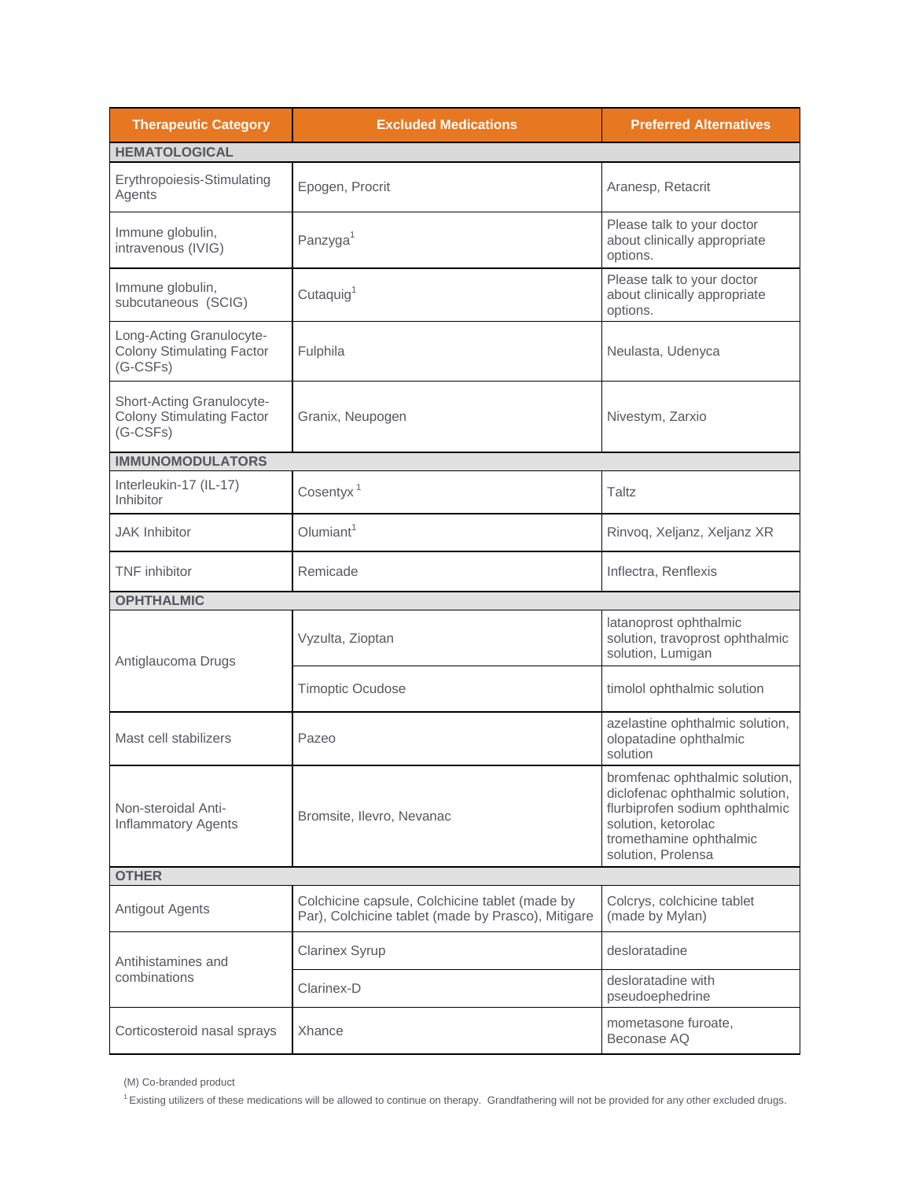| Therapeutic Category | Excluded Medications | Preferred Alternatives |
|---|---|---|
| **HEMATOLOGICAL** | | |
| Erythropoiesis-Stimulating Agents | Epogen, Procrit | Aranesp, Retacrit |
| Immune globulin, intravenous (IVIG) | Panzyga[1] | Please talk to your doctor about clinically appropriate options. |
| Immune globulin, subcutaneous (SCIG) | Cutaquig[1] | Please talk to your doctor about clinically appropriate options. |
| Long-Acting Granulocyte-Colony Stimulating Factor (G-CSFs) | Fulphila | Neulasta, Udenyca |
| Short-Acting Granulocyte-Colony Stimulating Factor (G-CSFs) | Granix, Neupogen | Nivestym, Zarxio |
| **IMMUNOMODULATORS** | | |
| Interleukin-17 (IL-17) Inhibitor | Cosentyx[1] | Taltz |
| JAK Inhibitor | Olumiant[1] | Rinvoq, Xeljanz, Xeljanz XR |
| TNF inhibitor | Remicade | Inflectra, Renflexis |
| **OPHTHALMIC** | | |
| Antiglaucoma Drugs | Vyzulta, Zioptan | latanoprost ophthalmic solution, travoprost ophthalmic solution, Lumigan |
| | Timoptic Ocudose | timolol ophthalmic solution |
| Mast cell stabilizers | Pazeo | azelastine ophthalmic solution, olopatadine ophthalmic solution |
| Non-steroidal Anti-Inflammatory Agents | Bromsite, Ilevro, Nevanac | bromfenac ophthalmic solution, diclofenac ophthalmic solution, flurbiprofen sodium ophthalmic solution, ketorolac tromethamine ophthalmic solution, Prolensa |
| **OTHER** | | |
| Antigout Agents | Colchicine capsule, Colchicine tablet (made by Par), Colchicine tablet (made by Prasco), Mitigare | Colcrys, colchicine tablet (made by Mylan) |
| Antihistamines and combinations | Clarinex Syrup | desloratadine |
| | Clarinex-D | desloratadine with pseudoephedrine |
| Corticosteroid nasal sprays | Xhance | mometasone furoate, Beconase AQ |

(M) Co-branded product

[1] Existing utilizers of these medications will be allowed to continue on therapy. Grandfathering will not be provided for any other excluded drugs.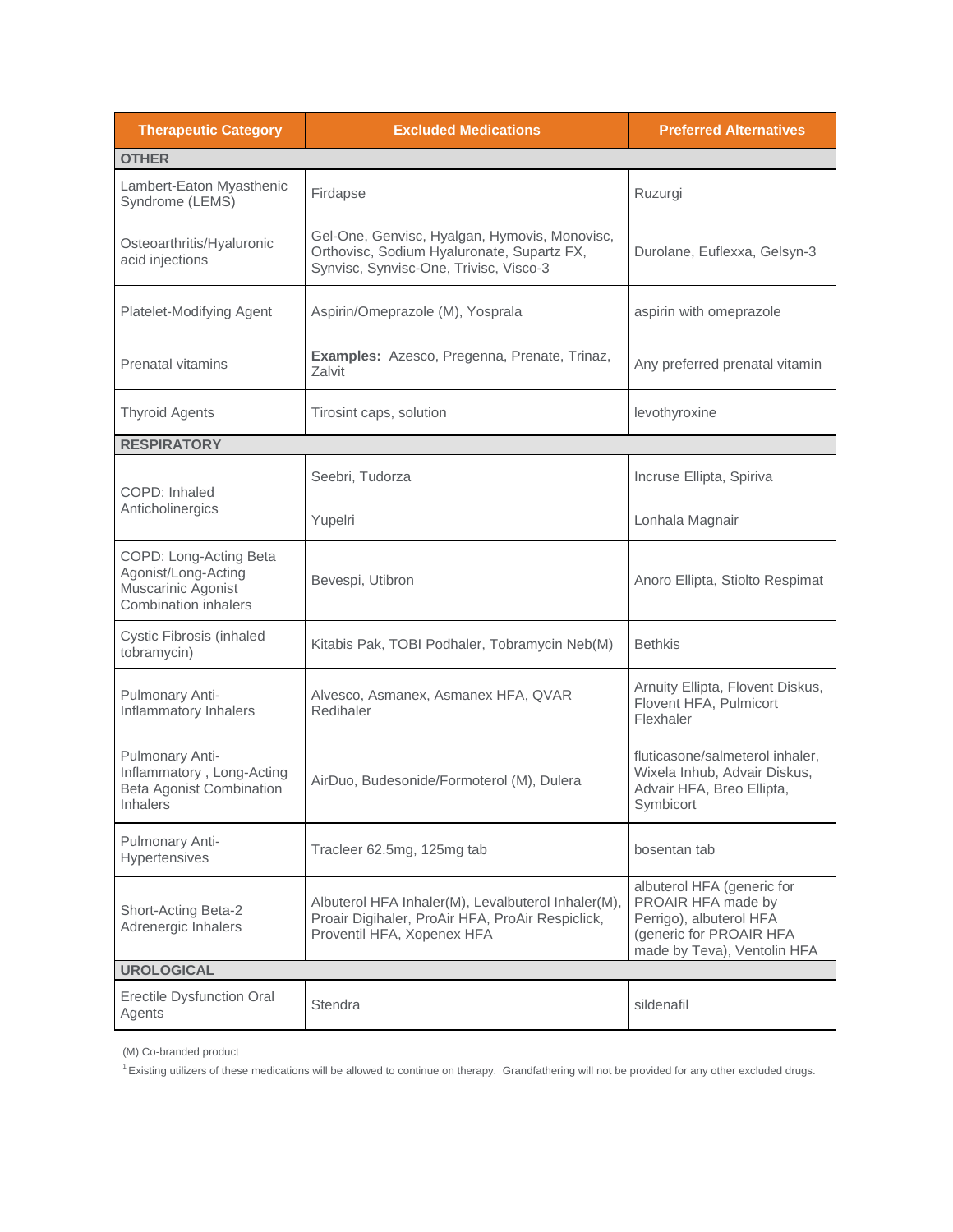| Therapeutic Category | Excluded Medications | Preferred Alternatives |
| --- | --- | --- |
| **OTHER** | | |
| Lambert-Eaton Myasthenic Syndrome (LEMS) | Firdapse | Ruzurgi |
| Osteoarthritis/Hyaluronic acid injections | Gel-One, Genvisc, Hyalgan, Hymovis, Monovisc, Orthovisc, Sodium Hyaluronate, Supartz FX, Synvisc, Synvisc-One, Trivisc, Visco-3 | Durolane, Euflexxa, Gelsyn-3 |
| Platelet-Modifying Agent | Aspirin/Omeprazole (M), Yosprala | aspirin with omeprazole |
| Prenatal vitamins | **Examples:** Azesco, Pregenna, Prenate, Trinaz, Zalvit | Any preferred prenatal vitamin |
| Thyroid Agents | Tirosint caps, solution | levothyroxine |
| **RESPIRATORY** | | |
| COPD: Inhaled Anticholinergics | Seebri, Tudorza | Incruse Ellipta, Spiriva |
| | Yupelri | Lonhala Magnair |
| COPD: Long-Acting Beta Agonist/Long-Acting Muscarinic Agonist Combination inhalers | Bevespi, Utibron | Anoro Ellipta, Stiolto Respimat |
| Cystic Fibrosis (inhaled tobramycin) | Kitabis Pak, TOBI Podhaler, Tobramycin Neb(M) | Bethkis |
| Pulmonary Anti-Inflammatory Inhalers | Alvesco, Asmanex, Asmanex HFA, QVAR Redihaler | Arnuity Ellipta, Flovent Diskus, Flovent HFA, Pulmicort Flexhaler |
| Pulmonary Anti-Inflammatory , Long-Acting Beta Agonist Combination Inhalers | AirDuo, Budesonide/Formoterol (M), Dulera | fluticasone/salmeterol inhaler, Wixela Inhub, Advair Diskus, Advair HFA, Breo Ellipta, Symbicort |
| Pulmonary Anti-Hypertensives | Tracleer 62.5mg, 125mg tab | bosentan tab |
| Short-Acting Beta-2 Adrenergic Inhalers | Albuterol HFA Inhaler(M), Levalbuterol Inhaler(M), Proair Digihaler, ProAir HFA, ProAir Respiclick, Proventil HFA, Xopenex HFA | albuterol HFA (generic for PROAIR HFA made by Perrigo), albuterol HFA (generic for PROAIR HFA made by Teva), Ventolin HFA |
| **UROLOGICAL** | | |
| Erectile Dysfunction Oral Agents | Stendra | sildenafil |

(M) Co-branded product

[1] Existing utilizers of these medications will be allowed to continue on therapy. Grandfathering will not be provided for any other excluded drugs.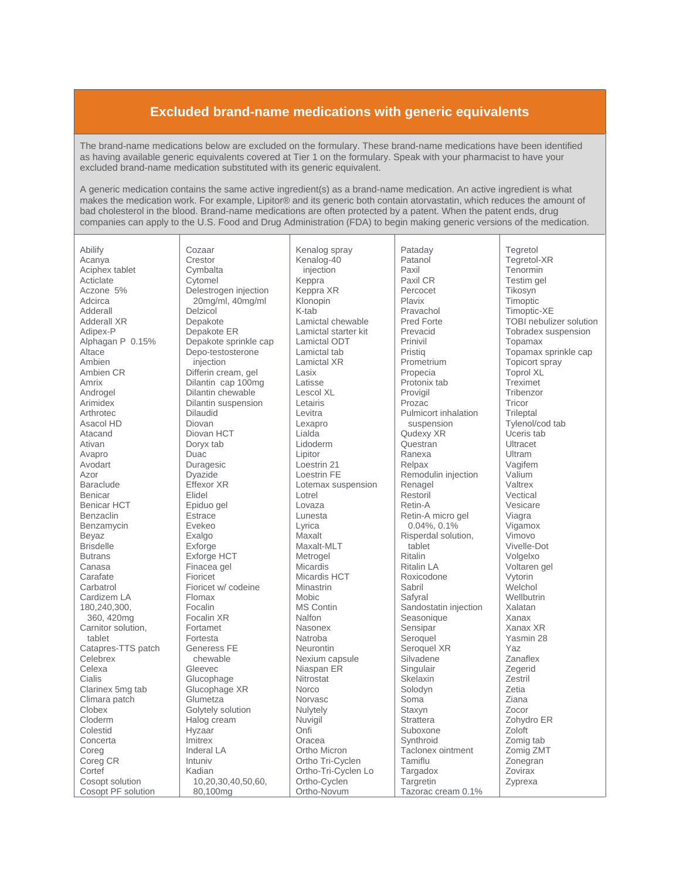## Excluded brand-name medications with generic equivalents

The brand-name medications below are excluded on the formulary. These brand-name medications have been identified as having available generic equivalents covered at Tier 1 on the formulary. Speak with your pharmacist to have your excluded brand-name medication substituted with its generic equivalent.

A generic medication contains the same active ingredient(s) as a brand-name medication. An active ingredient is what makes the medication work. For example, Lipitor® and its generic both contain atorvastatin, which reduces the amount of bad cholesterol in the blood. Brand-name medications are often protected by a patent. When the patent ends, drug companies can apply to the U.S. Food and Drug Administration (FDA) to begin making generic versions of the medication.

Abilify
Acanya
Aciphex tablet
Acticlate
Aczone 5%
Adcirca
Adderall
Adderall XR
Adipex-P
Alphagan P 0.15%
Altace
Ambien
Ambien CR
Amrix
Androgel
Arimidex
Arthrotec
Asacol HD
Atacand
Ativan
Avapro
Avodart
Azor
Baraclude
Benicar
Benicar HCT
Benzaclin
Benzamycin
Beyaz
Brisdelle
Butrans
Canasa
Carafate
Carbatrol
Cardizem LA 180,240,300, 360, 420mg
Carnitor solution, tablet
Catapres-TTS patch
Celebrex
Celexa
Cialis
Clarinex 5mg tab
Climara patch
Clobex
Cloderm
Colestid
Concerta
Coreg
Coreg CR
Cortef
Cosopt solution
Cosopt PF solution
Cozaar
Crestor
Cymbalta
Cytomel
Delestrogen injection 20mg/ml, 40mg/ml
Delzicol
Depakote
Depakote ER
Depakote sprinkle cap
Depo-testosterone injection
Differin cream, gel
Dilantin cap 100mg
Dilantin chewable
Dilantin suspension
Dilaudid
Diovan
Diovan HCT
Doryx tab
Duac
Duragesic
Dyazide
Effexor XR
Elidel
Epiduo gel
Estrace
Evekeo
Exalgo
Exforge
Exforge HCT
Finacea gel
Fioricet
Fioricet w/ codeine
Flomax
Focalin
Focalin XR
Fortamet
Fortesta
Generess FE chewable
Gleevec
Glucophage
Glucophage XR
Glumetza
Golytely solution
Halog cream
Hyzaar
Imitrex
Inderal LA
Intuniv
Kadian 10,20,30,40,50,60, 80,100mg
Kenalog spray
Kenalog-40 injection
Keppra
Keppra XR
Klonopin
K-tab
Lamictal chewable
Lamictal starter kit
Lamictal ODT
Lamictal tab
Lamictal XR
Lasix
Latisse
Lescol XL
Letairis
Levitra
Lexapro
Lialda
Lidoderm
Lipitor
Loestrin 21
Loestrin FE
Lotemax suspension
Lotrel
Lovaza
Lunesta
Lyrica
Maxalt
Maxalt-MLT
Metrogel
Micardis
Micardis HCT
Minastrin
Mobic
MS Contin
Nalfon
Nasonex
Natroba
Neurontin
Nexium capsule
Niaspan ER
Nitrostat
Norco
Norvasc
Nulytely
Nuvigil
Onfi
Oracea
Ortho Micron
Ortho Tri-Cyclen
Ortho-Tri-Cyclen Lo
Ortho-Cyclen
Ortho-Novum
Pataday
Patanol
Paxil
Paxil CR
Percocet
Plavix
Pravachol
Pred Forte
Prevacid
Prinivil
Pristiq
Prometrium
Propecia
Protonix tab
Provigil
Prozac
Pulmicort inhalation suspension
Qudexy XR
Questran
Ranexa
Relpax
Remodulin injection
Renagel
Restoril
Retin-A
Retin-A micro gel 0.04%, 0.1%
Risperdal solution, tablet
Ritalin
Ritalin LA
Roxicodone
Sabril
Safyral
Sandostatin injection
Seasonique
Sensipar
Seroquel
Seroquel XR
Silvadene
Singulair
Skelaxin
Solodyn
Soma
Staxyn
Strattera
Suboxone
Synthroid
Taclonex ointment
Tamiflu
Targadox
Targretin
Tazorac cream 0.1%
Tegretol
Tegretol-XR
Tenormin
Testim gel
Tikosyn
Timoptic
Timoptic-XE
TOBI nebulizer solution
Tobradex suspension
Topamax
Topamax sprinkle cap
Topicort spray
Toprol XL
Treximet
Tribenzor
Tricor
Trileptal
Tylenol/cod tab
Uceris tab
Ultracet
Ultram
Vagifem
Valium
Valtrex
Vectical
Vesicare
Viagra
Vigamox
Vimovo
Vivelle-Dot
Volgelxo
Voltaren gel
Vytorin
Welchol
Wellbutrin
Xalatan
Xanax
Xanax XR
Yasmin 28
Yaz
Zanaflex
Zegerid
Zestril
Zetia
Ziana
Zocor
Zohydro ER
Zoloft
Zomig tab
Zomig ZMT
Zonegran
Zovirax
Zyprexa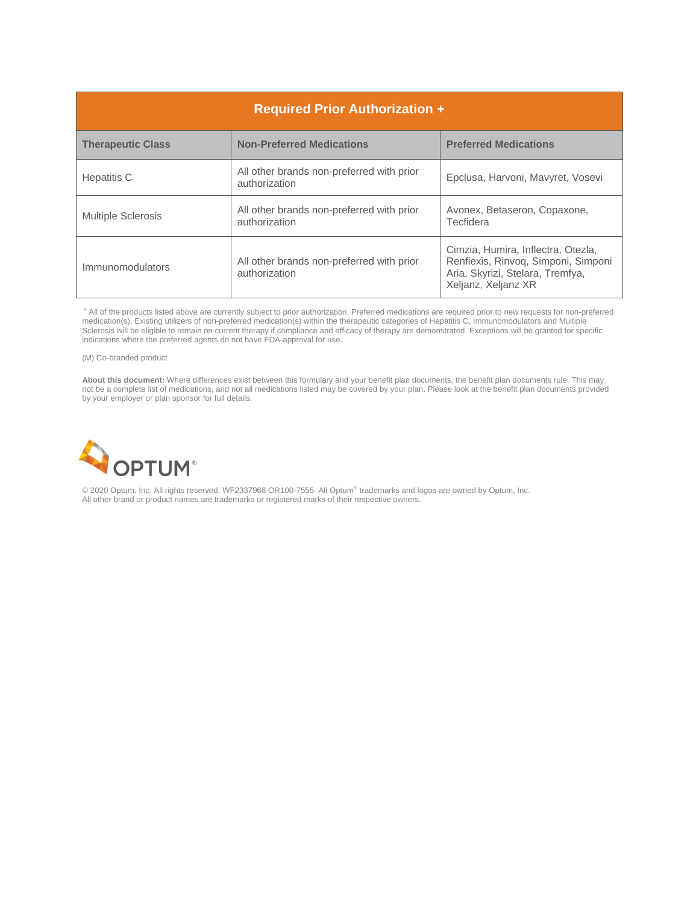| Required Prior Authorization + | | |
|---|---|---|
| **Therapeutic Class** | **Non-Preferred Medications** | **Preferred Medications** |
| Hepatitis C | All other brands non-preferred with prior authorization | Epclusa, Harvoni, Mavyret, Vosevi |
| Multiple Sclerosis | All other brands non-preferred with prior authorization | Avonex, Betaseron, Copaxone, Tecfidera |
| Immunomodulators | All other brands non-preferred with prior authorization | Cimzia, Humira, Inflectra, Otezla, Renflexis, Rinvoq, Simponi, Simponi Aria, Skyrizi, Stelara, Tremfya, Xeljanz, Xeljanz XR |

[+] All of the products listed above are currently subject to prior authorization. Preferred medications are required prior to new requests for non-preferred medication(s). Existing utilizers of non-preferred medication(s) within the therapeutic categories of Hepatitis C, Immunomodulators and Multiple Sclerosis will be eligible to remain on current therapy if compliance and efficacy of therapy are demonstrated. Exceptions will be granted for specific indications where the preferred agents do not have FDA-approval for use.

(M) Co-branded product

**About this document:** Where differences exist between this formulary and your benefit plan documents, the benefit plan documents rule. This may not be a complete list of medications, and not all medications listed may be covered by your plan. Please look at the benefit plan documents provided by your employer or plan sponsor for full details.

OPTUM®

© 2020 Optum, Inc. All rights reserved. WF2337968 OR100-7555 All Optum® trademarks and logos are owned by Optum, Inc. All other brand or product names are trademarks or registered marks of their respective owners.